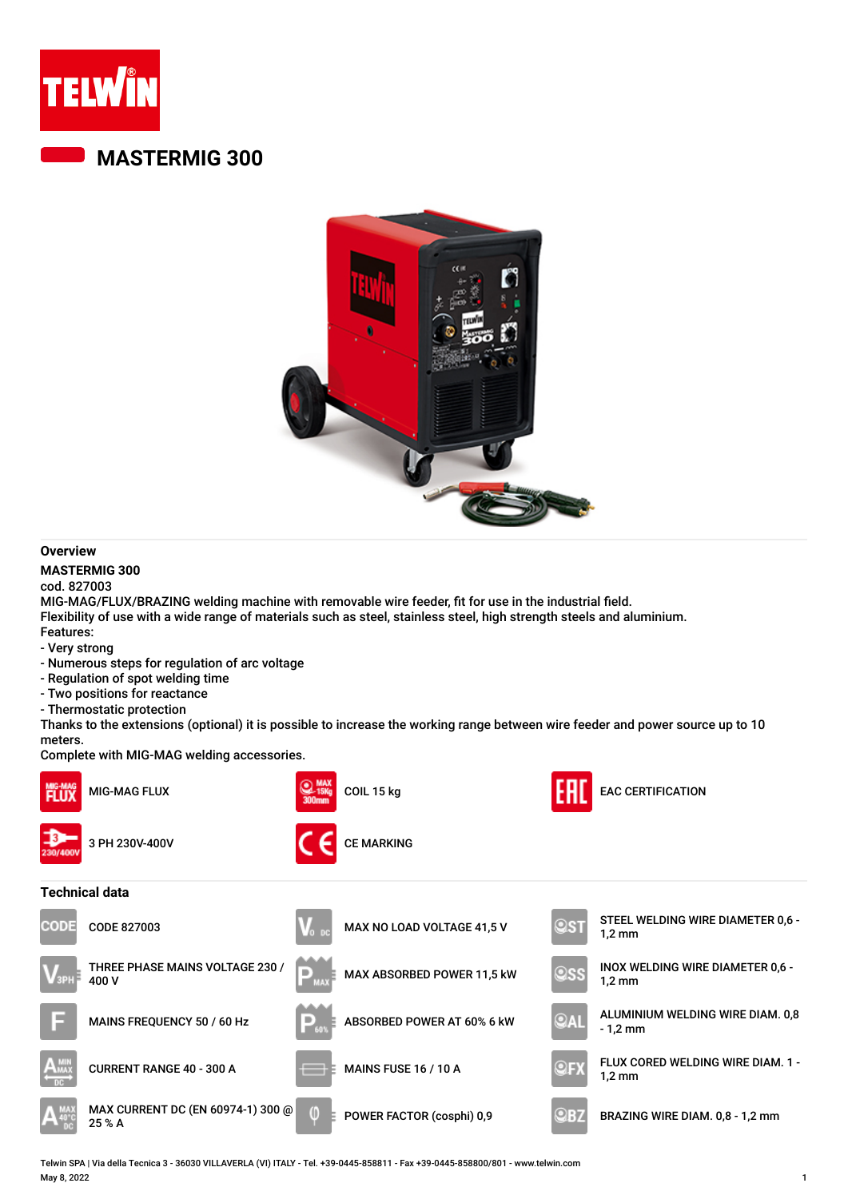# MASTERMIG 300

## Overview

**MASTERMIG 300**

cod. 827003

MIG-MAG/FLUX/BRAZING welding machine with removable wire feeder, fit for use in the industrial field.

Flexibility of use with a wide range of materials such as steel, stainless steel, high strength steels and aluminium.

Features:

- Very strong
- Numerous steps for regulation of arc voltage
- Regulation of spot welding time
- Two positions for reactance
- Thermostatic protection

Thanks to the extensions (optional) it is possible to increase the working range between wire feeder and power source up to 10 meters.

Complete with MIG-MAG welding accessories.

- MIG-MAG FLUX
- COIL 15 kg
- EAC CERTIFICATION
- 3 PH 230V-400V
- CE MARKING

## Technical data

- CODE 827003
- THREE PHASE MAINS VOLTAGE 230 / 400 V
- MAINS FREQUENCY 50 / 60 Hz
- CURRENT RANGE 40 - 300 A
- MAX CURRENT DC (EN 60974-1) 300 @ 25 % A
- MAX NO LOAD VOLTAGE 41,5 V
- MAX ABSORBED POWER 11,5 kW
- ABSORBED POWER AT 60% 6 kW
- MAINS FUSE 16 / 10 A
- POWER FACTOR (cosphi) 0,9
- STEEL WELDING WIRE DIAMETER 0,6 - 1,2 mm
- INOX WELDING WIRE DIAMETER 0,6 - 1,2 mm
- ALUMINIUM WELDING WIRE DIAM. 0,8 - 1,2 mm
- FLUX CORED WELDING WIRE DIAM. 1 - 1,2 mm
- BRAZING WIRE DIAM. 0,8 - 1,2 mm

Telwin SPA | Via della Tecnica 3 - 36030 VILLAVERLA (VI) ITALY - Tel. +39-0445-858811 - Fax +39-0445-858800/801 - www.telwin.com

May 8, 2022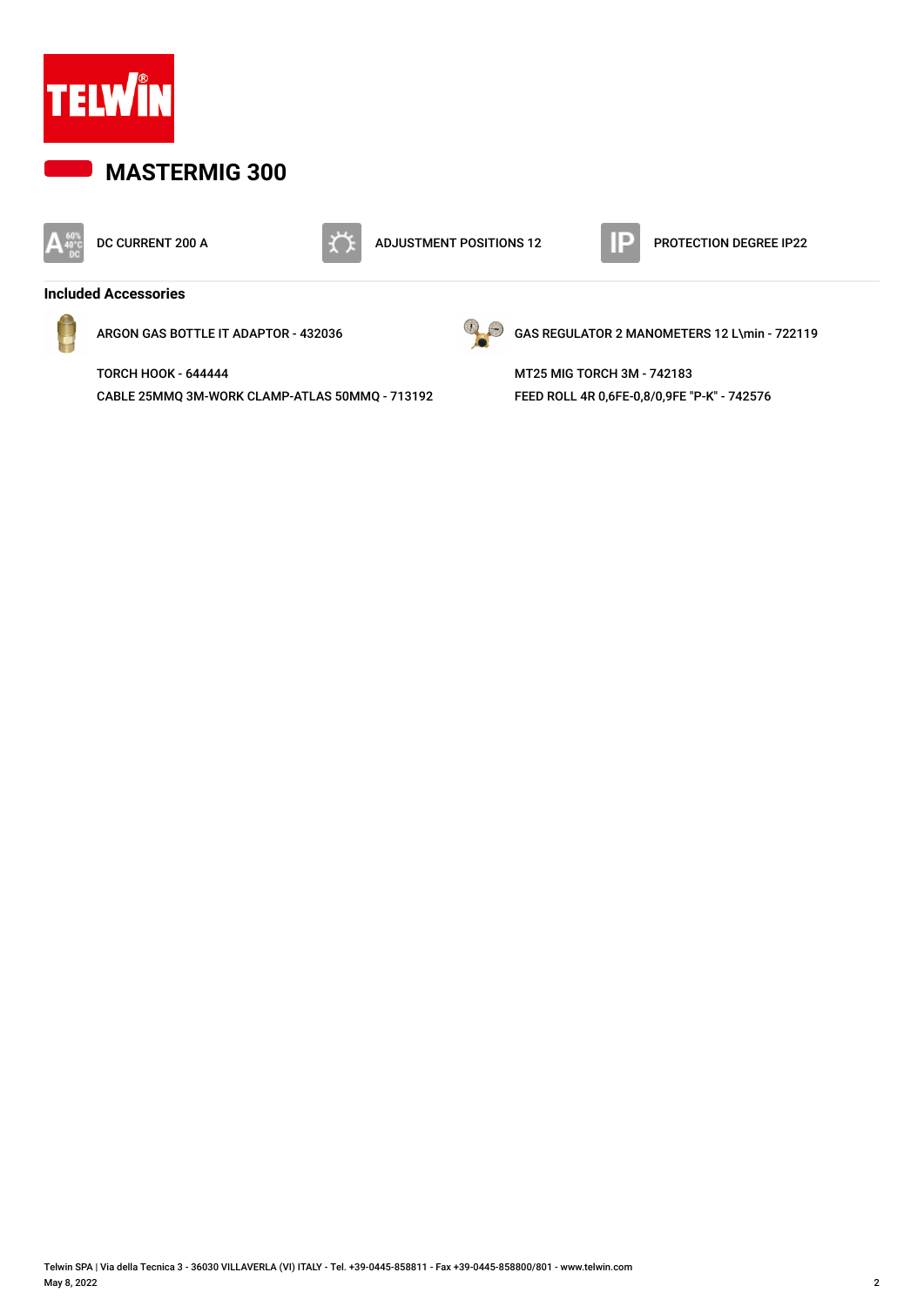# MASTERMIG 300

DC CURRENT 200 A

ADJUSTMENT POSITIONS 12

PROTECTION DEGREE IP22

## Included Accessories

- ARGON GAS BOTTLE IT ADAPTOR - 432036
- TORCH HOOK - 644444
- CABLE 25MMQ 3M-WORK CLAMP-ATLAS 50MMQ - 713192
- GAS REGULATOR 2 MANOMETERS 12 L\min - 722119
- MT25 MIG TORCH 3M - 742183
- FEED ROLL 4R 0,6FE-0,8/0,9FE "P-K" - 742576

Telwin SPA | Via della Tecnica 3 - 36030 VILLAVERLA (VI) ITALY - Tel. +39-0445-858811 - Fax +39-0445-858800/801 - www.telwin.com

May 8, 2022